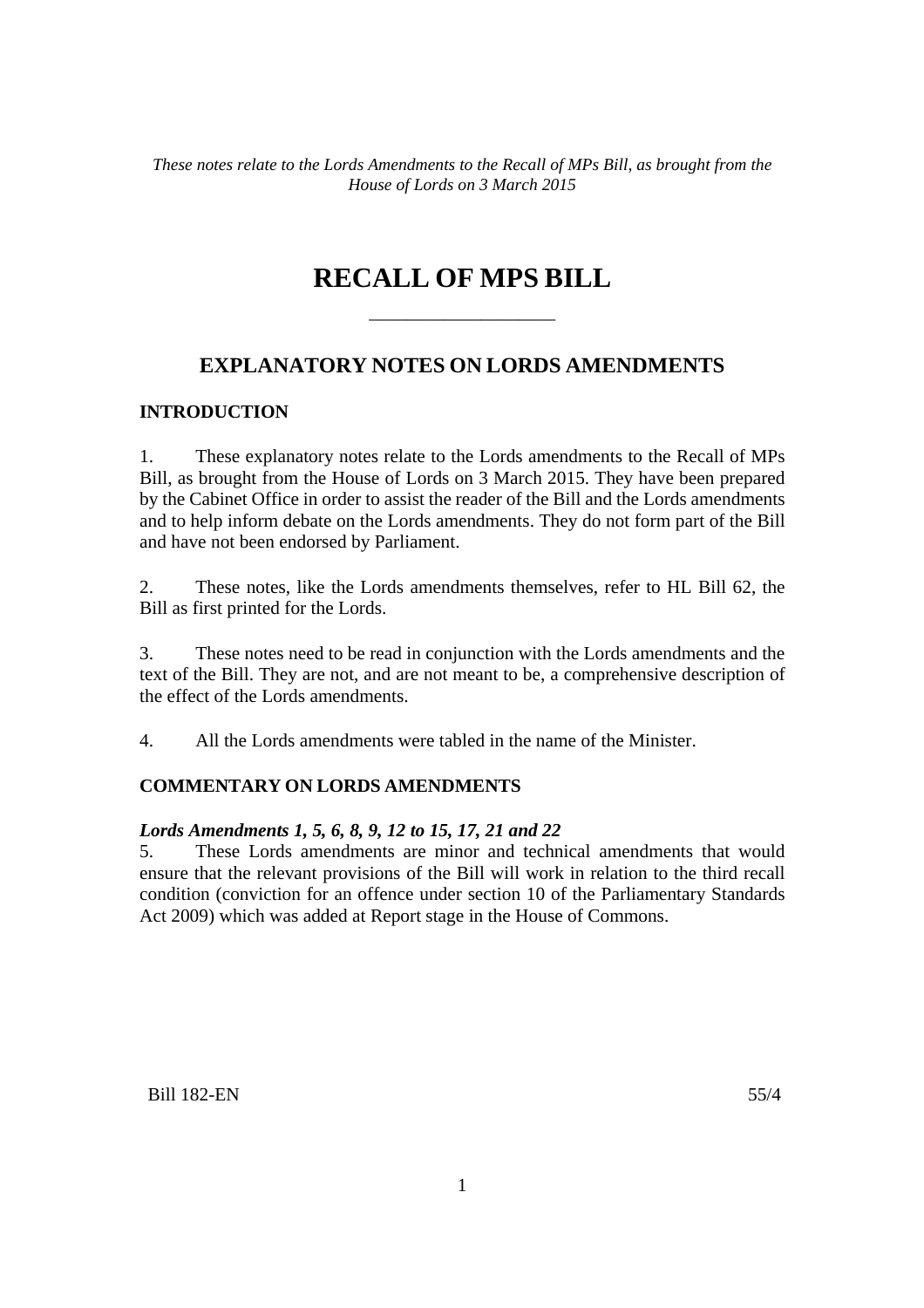*These notes relate to the Lords Amendments to the Recall of MPs Bill, as brought from the House of Lords on 3 March 2015*

# RECALL OF MPS BILL

---

## EXPLANATORY NOTES ON LORDS AMENDMENTS

### INTRODUCTION

1. These explanatory notes relate to the Lords amendments to the Recall of MPs Bill, as brought from the House of Lords on 3 March 2015. They have been prepared by the Cabinet Office in order to assist the reader of the Bill and the Lords amendments and to help inform debate on the Lords amendments. They do not form part of the Bill and have not been endorsed by Parliament.

2. These notes, like the Lords amendments themselves, refer to HL Bill 62, the Bill as first printed for the Lords.

3. These notes need to be read in conjunction with the Lords amendments and the text of the Bill. They are not, and are not meant to be, a comprehensive description of the effect of the Lords amendments.

4. All the Lords amendments were tabled in the name of the Minister.

### COMMENTARY ON LORDS AMENDMENTS

***Lords Amendments 1, 5, 6, 8, 9, 12 to 15, 17, 21 and 22***

5. These Lords amendments are minor and technical amendments that would ensure that the relevant provisions of the Bill will work in relation to the third recall condition (conviction for an offence under section 10 of the Parliamentary Standards Act 2009) which was added at Report stage in the House of Commons.

Bill 182-EN 55/4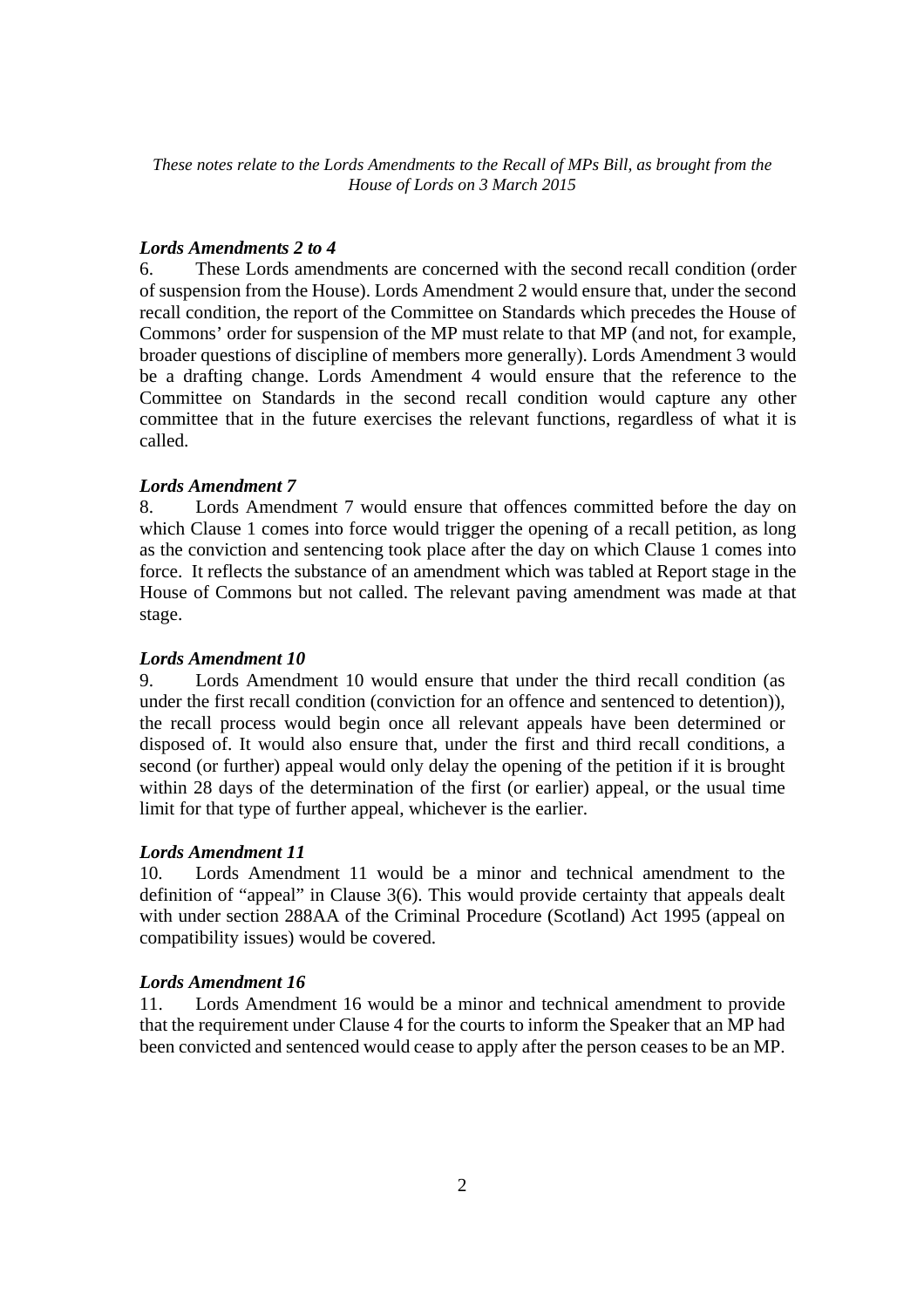*These notes relate to the Lords Amendments to the Recall of MPs Bill, as brought from the House of Lords on 3 March 2015*

***Lords Amendments 2 to 4***

6. These Lords amendments are concerned with the second recall condition (order of suspension from the House). Lords Amendment 2 would ensure that, under the second recall condition, the report of the Committee on Standards which precedes the House of Commons' order for suspension of the MP must relate to that MP (and not, for example, broader questions of discipline of members more generally). Lords Amendment 3 would be a drafting change. Lords Amendment 4 would ensure that the reference to the Committee on Standards in the second recall condition would capture any other committee that in the future exercises the relevant functions, regardless of what it is called.

***Lords Amendment 7***

8. Lords Amendment 7 would ensure that offences committed before the day on which Clause 1 comes into force would trigger the opening of a recall petition, as long as the conviction and sentencing took place after the day on which Clause 1 comes into force. It reflects the substance of an amendment which was tabled at Report stage in the House of Commons but not called. The relevant paving amendment was made at that stage.

***Lords Amendment 10***

9. Lords Amendment 10 would ensure that under the third recall condition (as under the first recall condition (conviction for an offence and sentenced to detention)), the recall process would begin once all relevant appeals have been determined or disposed of. It would also ensure that, under the first and third recall conditions, a second (or further) appeal would only delay the opening of the petition if it is brought within 28 days of the determination of the first (or earlier) appeal, or the usual time limit for that type of further appeal, whichever is the earlier.

***Lords Amendment 11***

10. Lords Amendment 11 would be a minor and technical amendment to the definition of "appeal" in Clause 3(6). This would provide certainty that appeals dealt with under section 288AA of the Criminal Procedure (Scotland) Act 1995 (appeal on compatibility issues) would be covered.

***Lords Amendment 16***

11. Lords Amendment 16 would be a minor and technical amendment to provide that the requirement under Clause 4 for the courts to inform the Speaker that an MP had been convicted and sentenced would cease to apply after the person ceases to be an MP.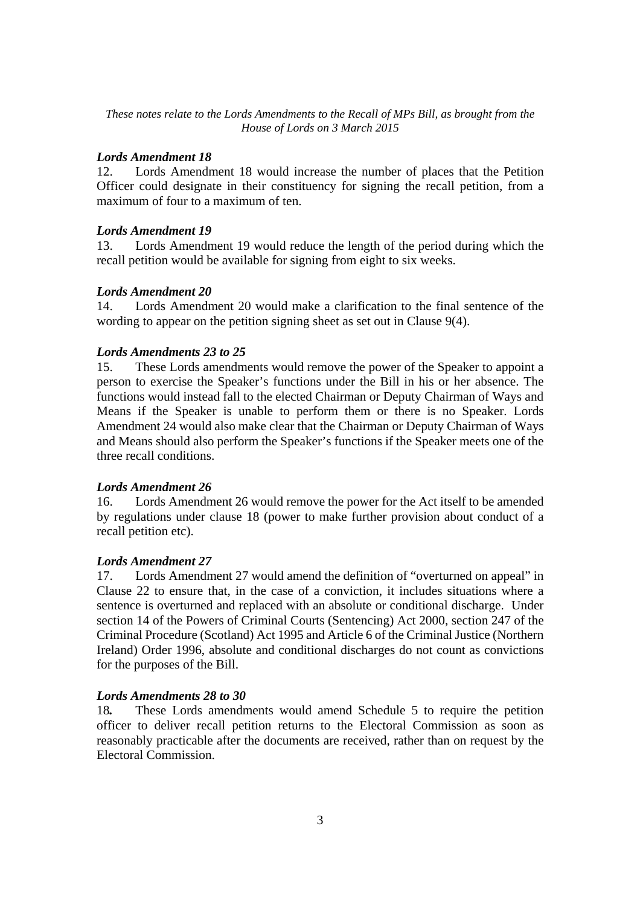*These notes relate to the Lords Amendments to the Recall of MPs Bill, as brought from the House of Lords on 3 March 2015*

***Lords Amendment 18***

12. Lords Amendment 18 would increase the number of places that the Petition Officer could designate in their constituency for signing the recall petition, from a maximum of four to a maximum of ten.

***Lords Amendment 19***

13. Lords Amendment 19 would reduce the length of the period during which the recall petition would be available for signing from eight to six weeks.

***Lords Amendment 20***

14. Lords Amendment 20 would make a clarification to the final sentence of the wording to appear on the petition signing sheet as set out in Clause 9(4).

***Lords Amendments 23 to 25***

15. These Lords amendments would remove the power of the Speaker to appoint a person to exercise the Speaker's functions under the Bill in his or her absence. The functions would instead fall to the elected Chairman or Deputy Chairman of Ways and Means if the Speaker is unable to perform them or there is no Speaker. Lords Amendment 24 would also make clear that the Chairman or Deputy Chairman of Ways and Means should also perform the Speaker's functions if the Speaker meets one of the three recall conditions.

***Lords Amendment 26***

16. Lords Amendment 26 would remove the power for the Act itself to be amended by regulations under clause 18 (power to make further provision about conduct of a recall petition etc).

***Lords Amendment 27***

17. Lords Amendment 27 would amend the definition of "overturned on appeal" in Clause 22 to ensure that, in the case of a conviction, it includes situations where a sentence is overturned and replaced with an absolute or conditional discharge. Under section 14 of the Powers of Criminal Courts (Sentencing) Act 2000, section 247 of the Criminal Procedure (Scotland) Act 1995 and Article 6 of the Criminal Justice (Northern Ireland) Order 1996, absolute and conditional discharges do not count as convictions for the purposes of the Bill.

***Lords Amendments 28 to 30***

18**.** These Lords amendments would amend Schedule 5 to require the petition officer to deliver recall petition returns to the Electoral Commission as soon as reasonably practicable after the documents are received, rather than on request by the Electoral Commission.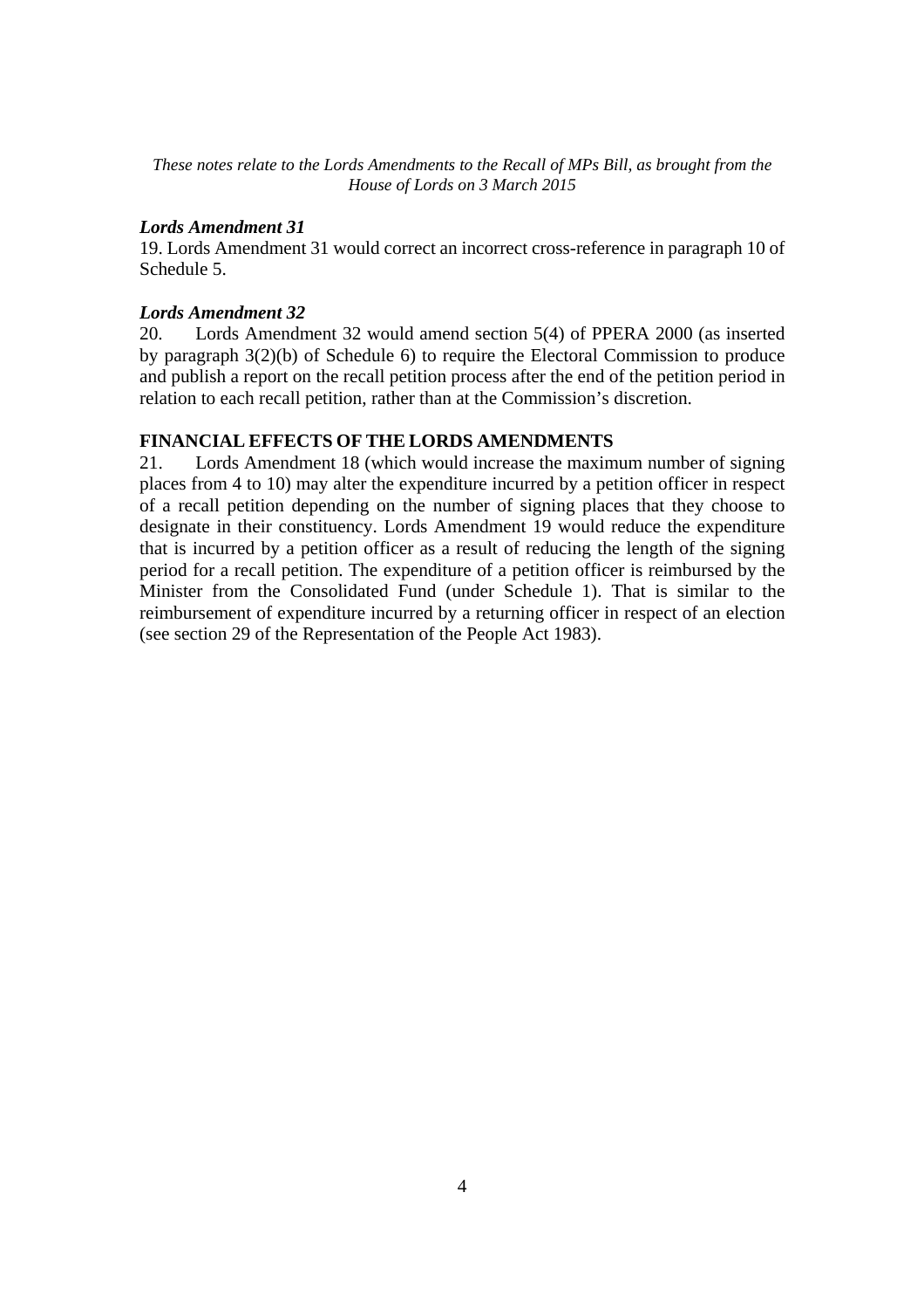*These notes relate to the Lords Amendments to the Recall of MPs Bill, as brought from the House of Lords on 3 March 2015*

***Lords Amendment 31***

19. Lords Amendment 31 would correct an incorrect cross-reference in paragraph 10 of Schedule 5.

***Lords Amendment 32***

20. Lords Amendment 32 would amend section 5(4) of PPERA 2000 (as inserted by paragraph 3(2)(b) of Schedule 6) to require the Electoral Commission to produce and publish a report on the recall petition process after the end of the petition period in relation to each recall petition, rather than at the Commission's discretion.

**FINANCIAL EFFECTS OF THE LORDS AMENDMENTS**

21. Lords Amendment 18 (which would increase the maximum number of signing places from 4 to 10) may alter the expenditure incurred by a petition officer in respect of a recall petition depending on the number of signing places that they choose to designate in their constituency. Lords Amendment 19 would reduce the expenditure that is incurred by a petition officer as a result of reducing the length of the signing period for a recall petition. The expenditure of a petition officer is reimbursed by the Minister from the Consolidated Fund (under Schedule 1). That is similar to the reimbursement of expenditure incurred by a returning officer in respect of an election (see section 29 of the Representation of the People Act 1983).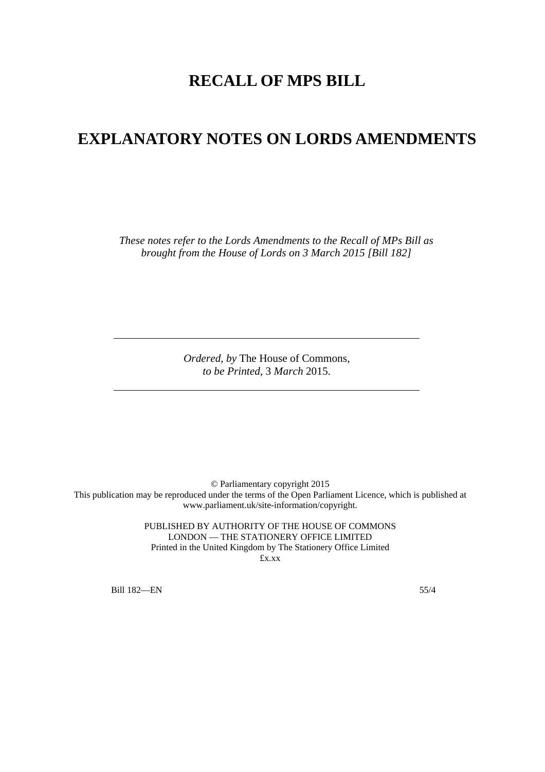# RECALL OF MPS BILL

# EXPLANATORY NOTES ON LORDS AMENDMENTS

*These notes refer to the Lords Amendments to the Recall of MPs Bill as brought from the House of Lords on 3 March 2015 [Bill 182]*

---

*Ordered, by* The House of Commons,
*to be Printed,* 3 *March* 2015.

---

© Parliamentary copyright 2015
This publication may be reproduced under the terms of the Open Parliament Licence, which is published at www.parliament.uk/site-information/copyright.

PUBLISHED BY AUTHORITY OF THE HOUSE OF COMMONS
LONDON — THE STATIONERY OFFICE LIMITED
Printed in the United Kingdom by The Stationery Office Limited
£x.xx

Bill 182—EN 55/4